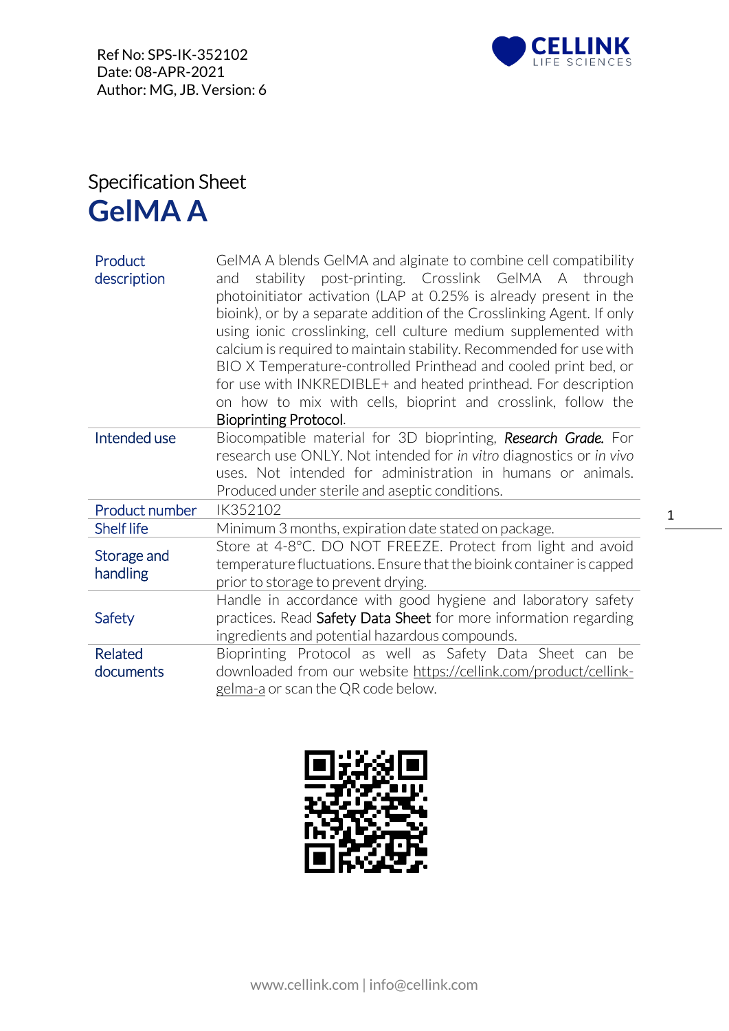Ref No: SPS-IK-352102
Date: 08-APR-2021
Author: MG, JB. Version: 6

CELLINK LIFE SCIENCES

Specification Sheet

# GelMA A

| | |
|---|---|
| Product description | GelMA A blends GelMA and alginate to combine cell compatibility and stability post-printing. Crosslink GelMA A through photoinitiator activation (LAP at 0.25% is already present in the bioink), or by a separate addition of the Crosslinking Agent. If only using ionic crosslinking, cell culture medium supplemented with calcium is required to maintain stability. Recommended for use with BIO X Temperature-controlled Printhead and cooled print bed, or for use with INKREDIBLE+ and heated printhead. For description on how to mix with cells, bioprint and crosslink, follow the Bioprinting Protocol. |
| Intended use | Biocompatible material for 3D bioprinting, ***Research Grade.*** For research use ONLY. Not intended for *in vitro* diagnostics or *in vivo* uses. Not intended for administration in humans or animals. Produced under sterile and aseptic conditions. |
| Product number | IK352102 |
| Shelf life | Minimum 3 months, expiration date stated on package. |
| Storage and handling | Store at 4-8°C. DO NOT FREEZE. Protect from light and avoid temperature fluctuations. Ensure that the bioink container is capped prior to storage to prevent drying. |
| Safety | Handle in accordance with good hygiene and laboratory safety practices. Read Safety Data Sheet for more information regarding ingredients and potential hazardous compounds. |
| Related documents | Bioprinting Protocol as well as Safety Data Sheet can be downloaded from our website https://cellink.com/product/cellink-gelma-a or scan the QR code below. |

www.cellink.com | info@cellink.com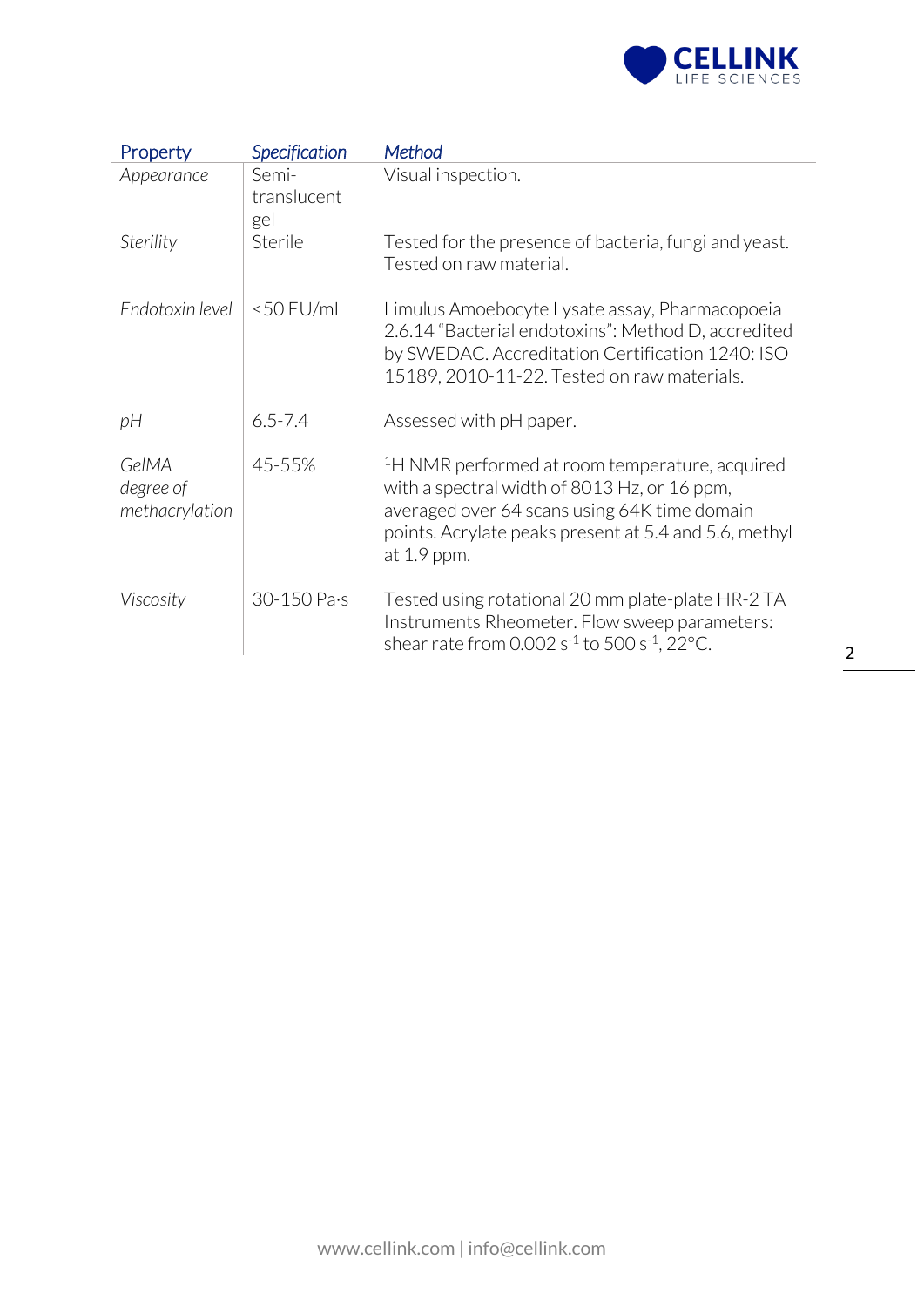| Property | *Specification* | *Method* |
|---|---|---|
| *Appearance* | Semi-translucent gel | Visual inspection. |
| *Sterility* | Sterile | Tested for the presence of bacteria, fungi and yeast. Tested on raw material. |
| *Endotoxin level* | <50 EU/mL | Limulus Amoebocyte Lysate assay, Pharmacopoeia 2.6.14 "Bacterial endotoxins": Method D, accredited by SWEDAC. Accreditation Certification 1240: ISO 15189, 2010-11-22. Tested on raw materials. |
| *pH* | 6.5-7.4 | Assessed with pH paper. |
| *GelMA degree of methacrylation* | 45-55% | $^{1}$H NMR performed at room temperature, acquired with a spectral width of 8013 Hz, or 16 ppm, averaged over 64 scans using 64K time domain points. Acrylate peaks present at 5.4 and 5.6, methyl at 1.9 ppm. |
| *Viscosity* | 30-150 Pa·s | Tested using rotational 20 mm plate-plate HR-2 TA Instruments Rheometer. Flow sweep parameters: shear rate from 0.002 $s^{-1}$ to 500 $s^{-1}$, 22°C. |

www.cellink.com | info@cellink.com